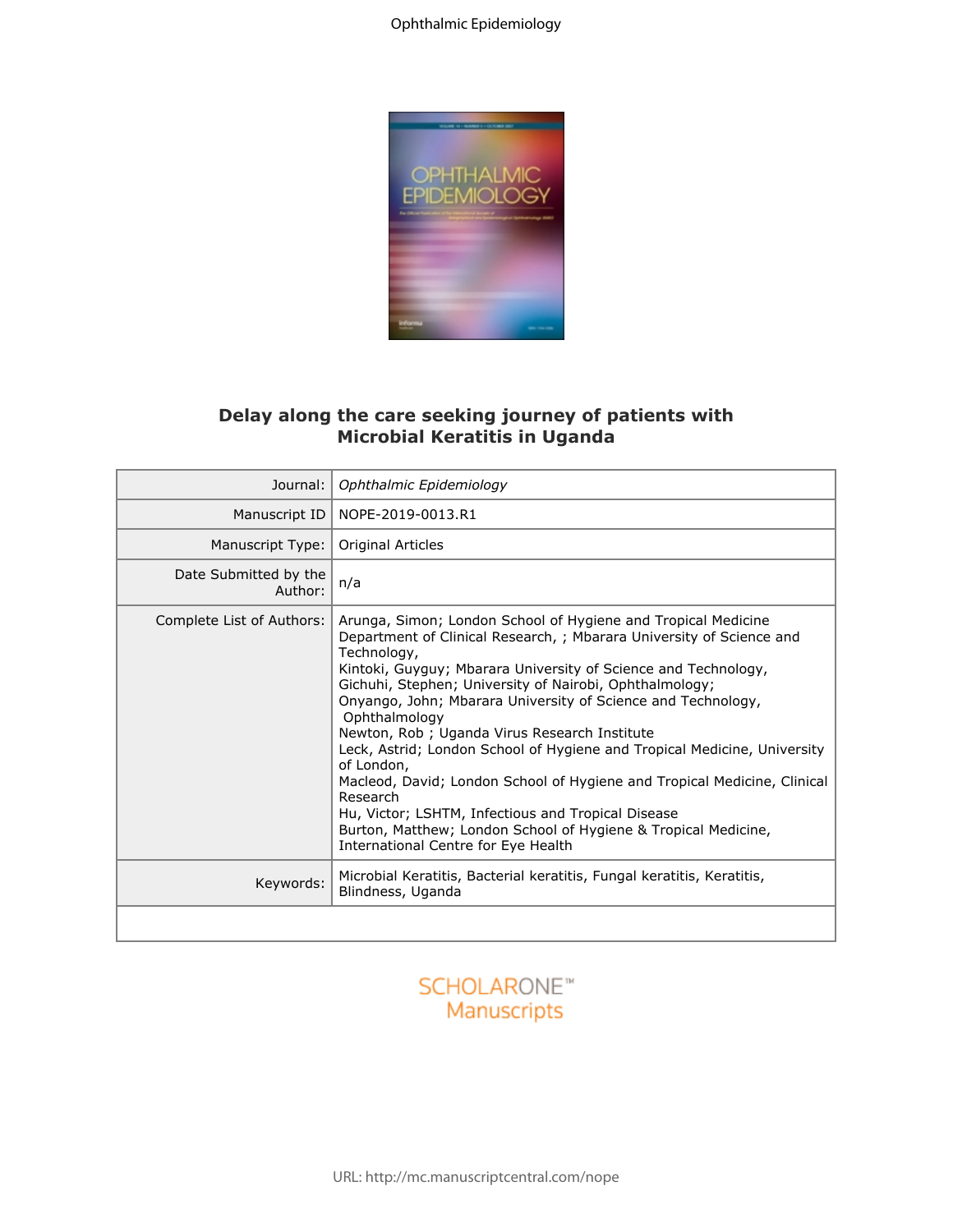# Delay along the care seeking journey of patients with Microbial Keratitis in Uganda

| | |
|---|---|
| Journal: | *Ophthalmic Epidemiology* |
| Manuscript ID | NOPE-2019-0013.R1 |
| Manuscript Type: | Original Articles |
| Date Submitted by the Author: | n/a |
| Complete List of Authors: | Arunga, Simon; London School of Hygiene and Tropical Medicine Department of Clinical Research, ; Mbarara University of Science and Technology, Kintoki, Guyguy; Mbarara University of Science and Technology, Gichuhi, Stephen; University of Nairobi, Ophthalmology; Onyango, John; Mbarara University of Science and Technology, Ophthalmology Newton, Rob ; Uganda Virus Research Institute Leck, Astrid; London School of Hygiene and Tropical Medicine, University of London, Macleod, David; London School of Hygiene and Tropical Medicine, Clinical Research Hu, Victor; LSHTM, Infectious and Tropical Disease Burton, Matthew; London School of Hygiene & Tropical Medicine, International Centre for Eye Health |
| Keywords: | Microbial Keratitis, Bacterial keratitis, Fungal keratitis, Keratitis, Blindness, Uganda |

URL: http://mc.manuscriptcentral.com/nope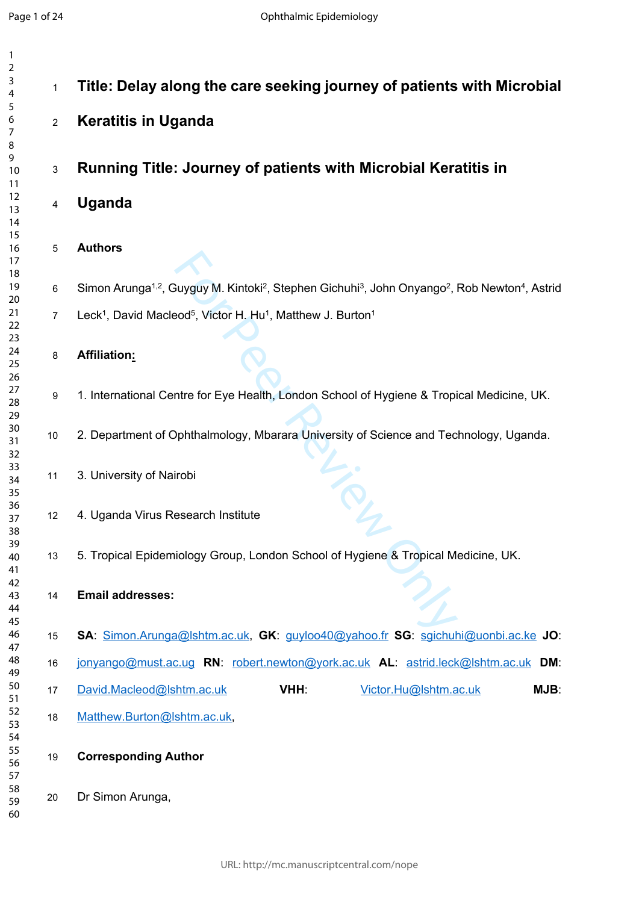# Title: Delay along the care seeking journey of patients with Microbial Keratitis in Uganda

## Running Title: Journey of patients with Microbial Keratitis in Uganda

**Authors**

Simon Arunga[1,2], Guyguy M. Kintoki[2], Stephen Gichuhi[3], John Onyango[2], Rob Newton[4], Astrid Leck[1], David Macleod[5], Victor H. Hu[1], Matthew J. Burton[1]

**Affiliation:**

1. International Centre for Eye Health, London School of Hygiene & Tropical Medicine, UK.

2. Department of Ophthalmology, Mbarara University of Science and Technology, Uganda.

3. University of Nairobi

4. Uganda Virus Research Institute

5. Tropical Epidemiology Group, London School of Hygiene & Tropical Medicine, UK.

**Email addresses:**

**SA**: Simon.Arunga@lshtm.ac.uk, **GK**: guyloo40@yahoo.fr **SG**: sgichuhi@uonbi.ac.ke **JO**: jonyango@must.ac.ug **RN**: robert.newton@york.ac.uk **AL**: astrid.leck@lshtm.ac.uk **DM**: David.Macleod@lshtm.ac.uk **VHH**: Victor.Hu@lshtm.ac.uk **MJB**: Matthew.Burton@lshtm.ac.uk,

**Corresponding Author**

Dr Simon Arunga,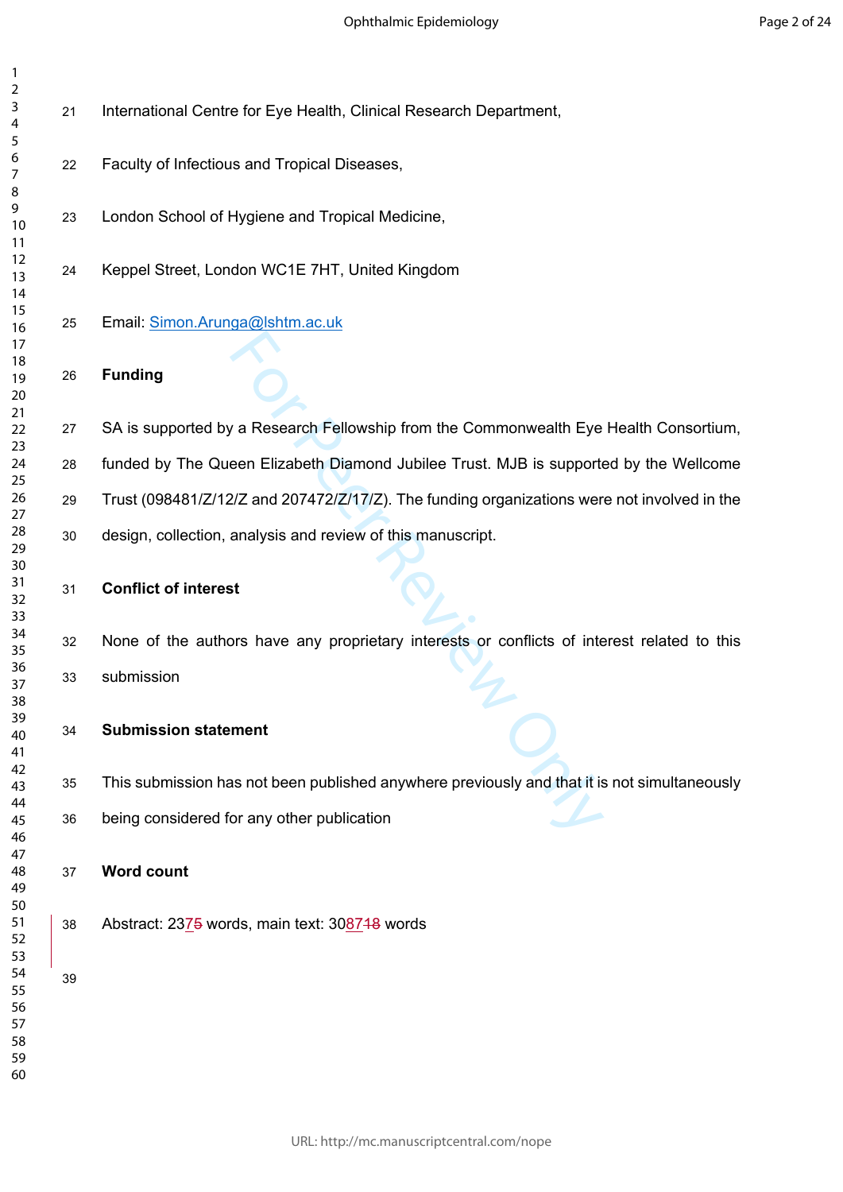International Centre for Eye Health, Clinical Research Department,

Faculty of Infectious and Tropical Diseases,

London School of Hygiene and Tropical Medicine,

Keppel Street, London WC1E 7HT, United Kingdom

Email: Simon.Arunga@lshtm.ac.uk

**Funding**

SA is supported by a Research Fellowship from the Commonwealth Eye Health Consortium, funded by The Queen Elizabeth Diamond Jubilee Trust. MJB is supported by the Wellcome Trust (098481/Z/12/Z and 207472/Z/17/Z). The funding organizations were not involved in the design, collection, analysis and review of this manuscript.

**Conflict of interest**

None of the authors have any proprietary interests or conflicts of interest related to this submission

**Submission statement**

This submission has not been published anywhere previously and that it is not simultaneously being considered for any other publication

**Word count**

Abstract: 2375 words, main text: 308718 words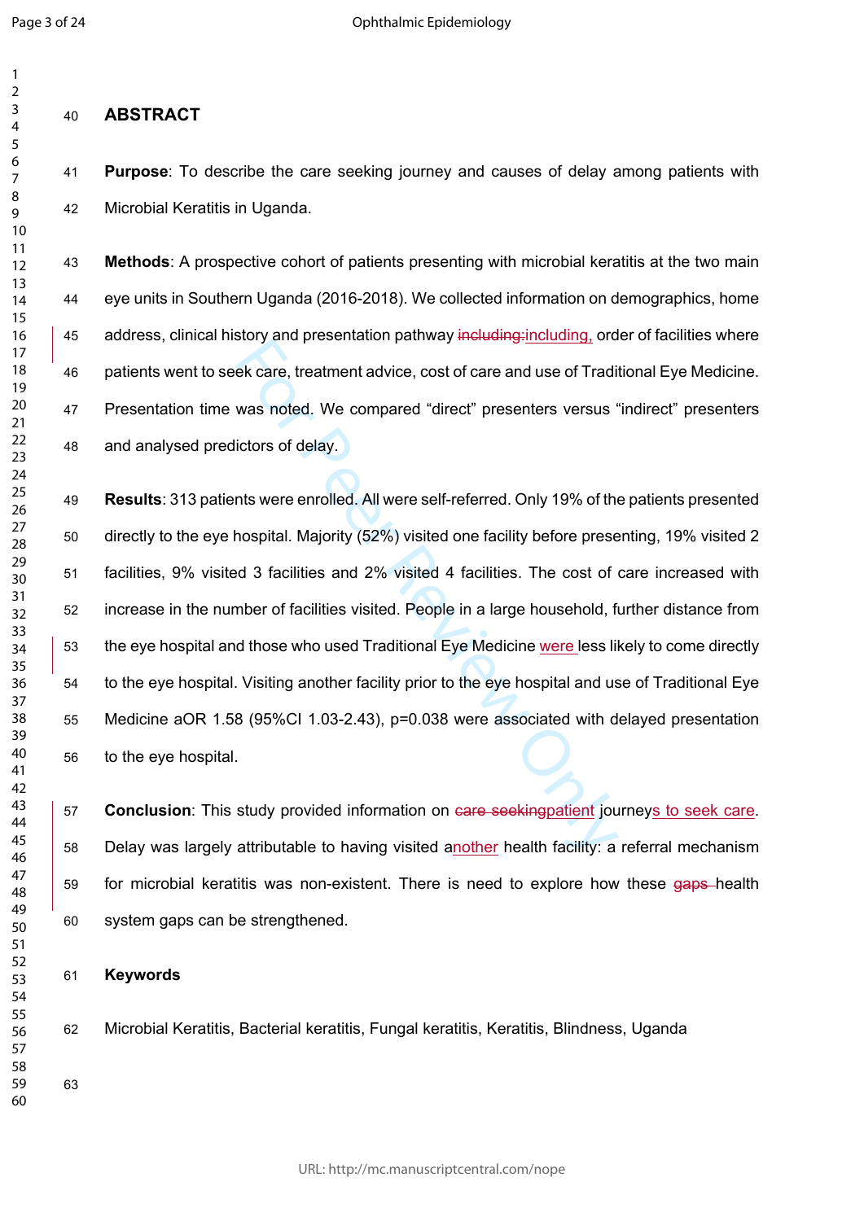## ABSTRACT

**Purpose**: To describe the care seeking journey and causes of delay among patients with Microbial Keratitis in Uganda.

**Methods**: A prospective cohort of patients presenting with microbial keratitis at the two main eye units in Southern Uganda (2016-2018). We collected information on demographics, home address, clinical history and presentation pathway including, order of facilities where patients went to seek care, treatment advice, cost of care and use of Traditional Eye Medicine. Presentation time was noted. We compared "direct" presenters versus "indirect" presenters and analysed predictors of delay.

**Results**: 313 patients were enrolled. All were self-referred. Only 19% of the patients presented directly to the eye hospital. Majority (52%) visited one facility before presenting, 19% visited 2 facilities, 9% visited 3 facilities and 2% visited 4 facilities. The cost of care increased with increase in the number of facilities visited. People in a large household, further distance from the eye hospital and those who used Traditional Eye Medicine were less likely to come directly to the eye hospital. Visiting another facility prior to the eye hospital and use of Traditional Eye Medicine aOR 1.58 (95%CI 1.03-2.43), p=0.038 were associated with delayed presentation to the eye hospital.

**Conclusion**: This study provided information on patient journeys to seek care. Delay was largely attributable to having visited another health facility: a referral mechanism for microbial keratitis was non-existent. There is need to explore how these health system gaps can be strengthened.

**Keywords**

Microbial Keratitis, Bacterial keratitis, Fungal keratitis, Keratitis, Blindness, Uganda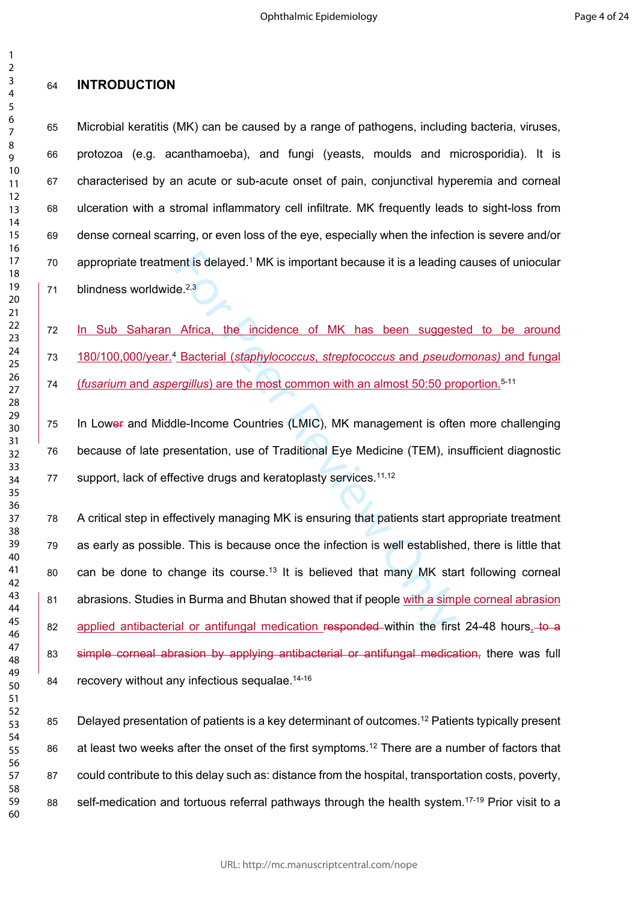## INTRODUCTION

Microbial keratitis (MK) can be caused by a range of pathogens, including bacteria, viruses, protozoa (e.g. acanthamoeba), and fungi (yeasts, moulds and microsporidia). It is characterised by an acute or sub-acute onset of pain, conjunctival hyperemia and corneal ulceration with a stromal inflammatory cell infiltrate. MK frequently leads to sight-loss from dense corneal scarring, or even loss of the eye, especially when the infection is severe and/or appropriate treatment is delayed.[1] MK is important because it is a leading causes of uniocular blindness worldwide.[2,3]

In Sub Saharan Africa, the incidence of MK has been suggested to be around 180/100,000/year.[4] Bacterial (*staphylococcus*, *streptococcus* and *pseudomonas)* and fungal (*fusarium* and *aspergillus*) are the most common with an almost 50:50 proportion.[5-11]

In Lower and Middle-Income Countries (LMIC), MK management is often more challenging because of late presentation, use of Traditional Eye Medicine (TEM), insufficient diagnostic support, lack of effective drugs and keratoplasty services.[11,12]

A critical step in effectively managing MK is ensuring that patients start appropriate treatment as early as possible. This is because once the infection is well established, there is little that can be done to change its course.[13] It is believed that many MK start following corneal abrasions. Studies in Burma and Bhutan showed that if people with a simple corneal abrasion applied antibacterial or antifungal medication ~~responded~~ within the first 24-48 hours~~, to a simple corneal abrasion by applying antibacterial or antifungal medication,~~ there was full recovery without any infectious sequalae.[14-16]

Delayed presentation of patients is a key determinant of outcomes.[12] Patients typically present at least two weeks after the onset of the first symptoms.[12] There are a number of factors that could contribute to this delay such as: distance from the hospital, transportation costs, poverty, self-medication and tortuous referral pathways through the health system.[17-19] Prior visit to a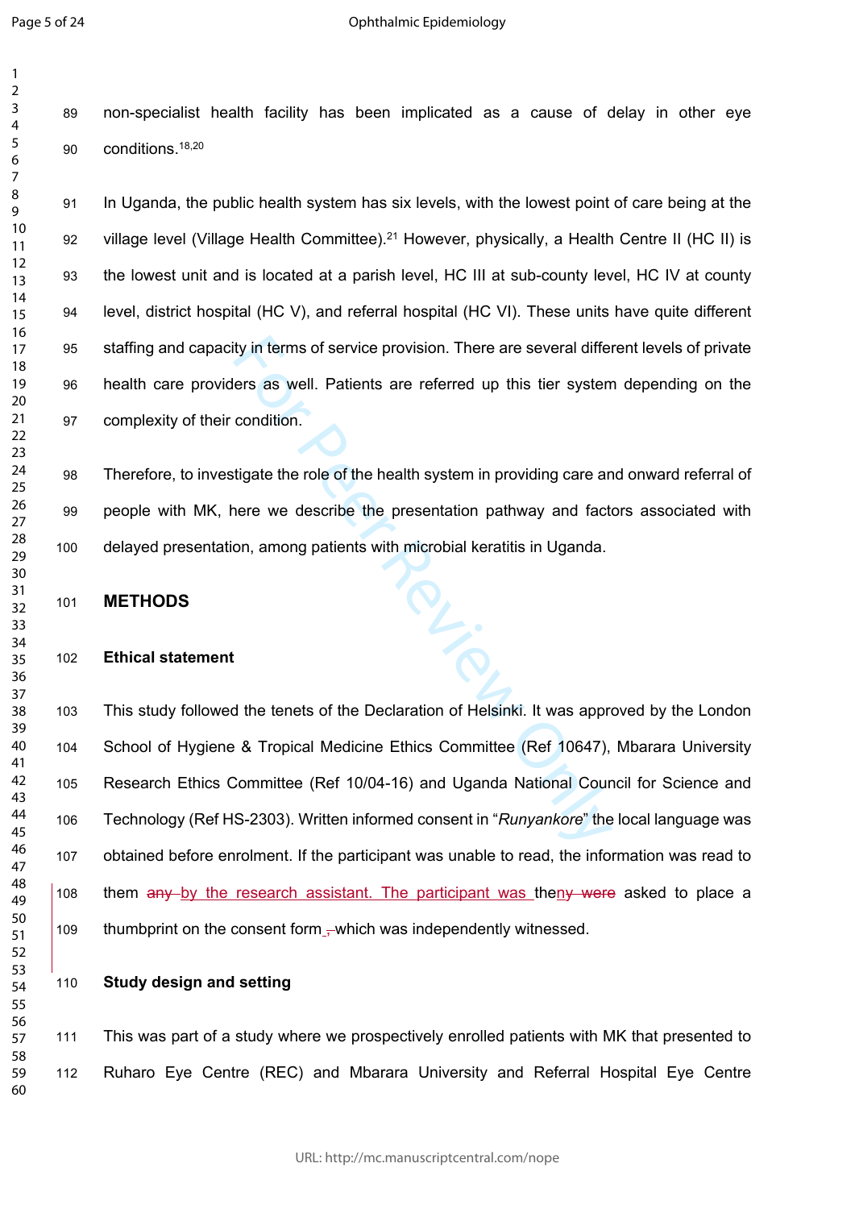non-specialist health facility has been implicated as a cause of delay in other eye conditions.[18,20]

In Uganda, the public health system has six levels, with the lowest point of care being at the village level (Village Health Committee).[21] However, physically, a Health Centre II (HC II) is the lowest unit and is located at a parish level, HC III at sub-county level, HC IV at county level, district hospital (HC V), and referral hospital (HC VI). These units have quite different staffing and capacity in terms of service provision. There are several different levels of private health care providers as well. Patients are referred up this tier system depending on the complexity of their condition.

Therefore, to investigate the role of the health system in providing care and onward referral of people with MK, here we describe the presentation pathway and factors associated with delayed presentation, among patients with microbial keratitis in Uganda.

## METHODS

### Ethical statement

This study followed the tenets of the Declaration of Helsinki. It was approved by the London School of Hygiene & Tropical Medicine Ethics Committee (Ref 10647), Mbarara University Research Ethics Committee (Ref 10/04-16) and Uganda National Council for Science and Technology (Ref HS-2303). Written informed consent in "*Runyankore*" the local language was obtained before enrolment. If the participant was unable to read, the information was read to them ~~any~~ by the research assistant. The participant was then~~ny were~~ asked to place a thumbprint on the consent form~~,~~ which was independently witnessed.

### Study design and setting

This was part of a study where we prospectively enrolled patients with MK that presented to Ruharo Eye Centre (REC) and Mbarara University and Referral Hospital Eye Centre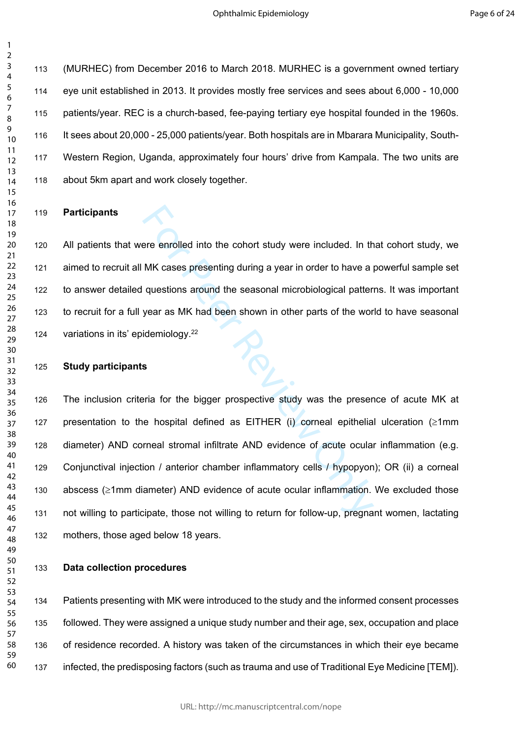(MURHEC) from December 2016 to March 2018. MURHEC is a government owned tertiary eye unit established in 2013. It provides mostly free services and sees about 6,000 - 10,000 patients/year. REC is a church-based, fee-paying tertiary eye hospital founded in the 1960s. It sees about 20,000 - 25,000 patients/year. Both hospitals are in Mbarara Municipality, South-Western Region, Uganda, approximately four hours' drive from Kampala. The two units are about 5km apart and work closely together.

**Participants**

All patients that were enrolled into the cohort study were included. In that cohort study, we aimed to recruit all MK cases presenting during a year in order to have a powerful sample set to answer detailed questions around the seasonal microbiological patterns. It was important to recruit for a full year as MK had been shown in other parts of the world to have seasonal variations in its' epidemiology.[22]

**Study participants**

The inclusion criteria for the bigger prospective study was the presence of acute MK at presentation to the hospital defined as EITHER (i) corneal epithelial ulceration (≥1mm diameter) AND corneal stromal infiltrate AND evidence of acute ocular inflammation (e.g. Conjunctival injection / anterior chamber inflammatory cells / hypopyon); OR (ii) a corneal abscess (≥1mm diameter) AND evidence of acute ocular inflammation. We excluded those not willing to participate, those not willing to return for follow-up, pregnant women, lactating mothers, those aged below 18 years.

**Data collection procedures**

Patients presenting with MK were introduced to the study and the informed consent processes followed. They were assigned a unique study number and their age, sex, occupation and place of residence recorded. A history was taken of the circumstances in which their eye became infected, the predisposing factors (such as trauma and use of Traditional Eye Medicine [TEM]).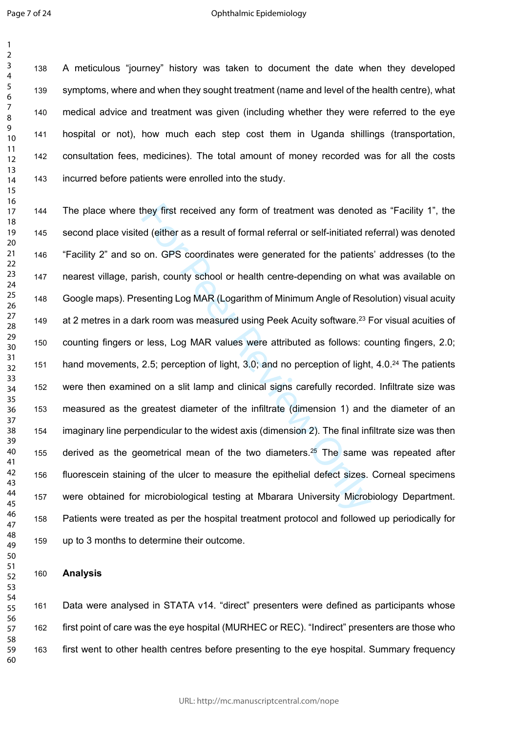A meticulous “journey” history was taken to document the date when they developed symptoms, where and when they sought treatment (name and level of the health centre), what medical advice and treatment was given (including whether they were referred to the eye hospital or not), how much each step cost them in Uganda shillings (transportation, consultation fees, medicines). The total amount of money recorded was for all the costs incurred before patients were enrolled into the study.

The place where they first received any form of treatment was denoted as “Facility 1”, the second place visited (either as a result of formal referral or self-initiated referral) was denoted “Facility 2” and so on. GPS coordinates were generated for the patients’ addresses (to the nearest village, parish, county school or health centre-depending on what was available on Google maps). Presenting Log MAR (Logarithm of Minimum Angle of Resolution) visual acuity at 2 metres in a dark room was measured using Peek Acuity software.[23] For visual acuities of counting fingers or less, Log MAR values were attributed as follows: counting fingers, 2.0; hand movements, 2.5; perception of light, 3.0; and no perception of light, 4.0.[24] The patients were then examined on a slit lamp and clinical signs carefully recorded. Infiltrate size was measured as the greatest diameter of the infiltrate (dimension 1) and the diameter of an imaginary line perpendicular to the widest axis (dimension 2). The final infiltrate size was then derived as the geometrical mean of the two diameters.[25] The same was repeated after fluorescein staining of the ulcer to measure the epithelial defect sizes. Corneal specimens were obtained for microbiological testing at Mbarara University Microbiology Department. Patients were treated as per the hospital treatment protocol and followed up periodically for up to 3 months to determine their outcome.

**Analysis**

Data were analysed in STATA v14. “direct” presenters were defined as participants whose first point of care was the eye hospital (MURHEC or REC). “Indirect” presenters are those who first went to other health centres before presenting to the eye hospital. Summary frequency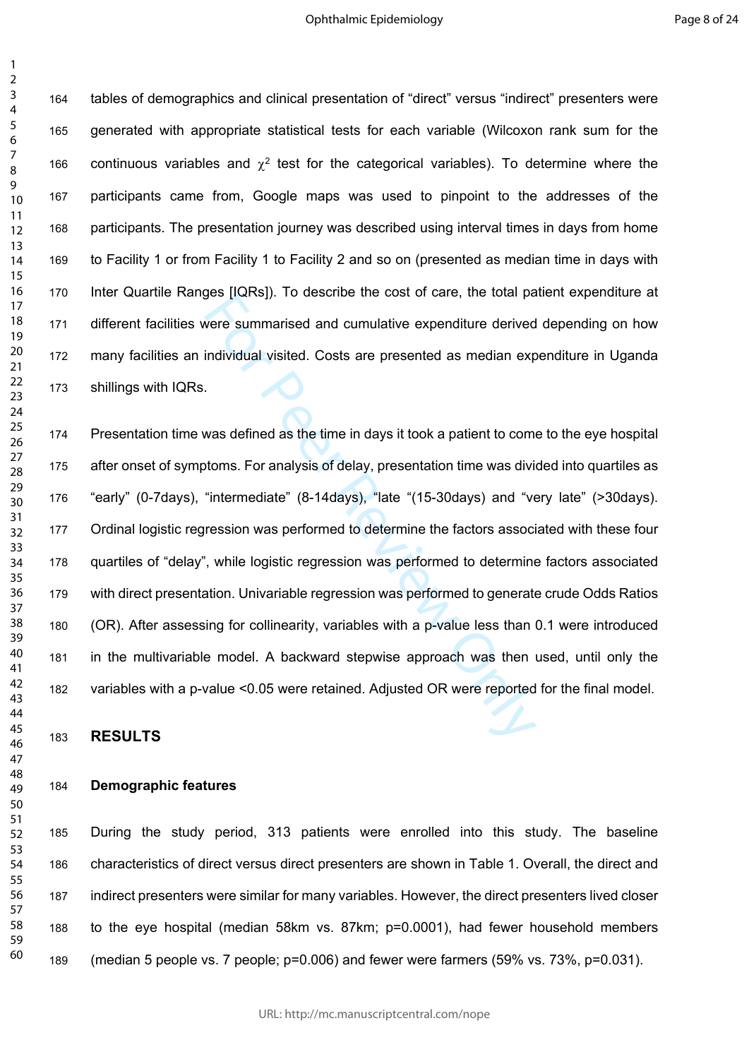tables of demographics and clinical presentation of “direct” versus “indirect” presenters were generated with appropriate statistical tests for each variable (Wilcoxon rank sum for the continuous variables and $\chi^2$ test for the categorical variables). To determine where the participants came from, Google maps was used to pinpoint to the addresses of the participants. The presentation journey was described using interval times in days from home to Facility 1 or from Facility 1 to Facility 2 and so on (presented as median time in days with Inter Quartile Ranges [IQRs]). To describe the cost of care, the total patient expenditure at different facilities were summarised and cumulative expenditure derived depending on how many facilities an individual visited. Costs are presented as median expenditure in Uganda shillings with IQRs.

Presentation time was defined as the time in days it took a patient to come to the eye hospital after onset of symptoms. For analysis of delay, presentation time was divided into quartiles as “early” (0-7days), “intermediate” (8-14days), “late “(15-30days) and “very late” (>30days). Ordinal logistic regression was performed to determine the factors associated with these four quartiles of “delay”, while logistic regression was performed to determine factors associated with direct presentation. Univariable regression was performed to generate crude Odds Ratios (OR). After assessing for collinearity, variables with a p-value less than 0.1 were introduced in the multivariable model. A backward stepwise approach was then used, until only the variables with a p-value <0.05 were retained. Adjusted OR were reported for the final model.

# RESULTS

## Demographic features

During the study period, 313 patients were enrolled into this study. The baseline characteristics of direct versus direct presenters are shown in Table 1. Overall, the direct and indirect presenters were similar for many variables. However, the direct presenters lived closer to the eye hospital (median 58km vs. 87km; p=0.0001), had fewer household members (median 5 people vs. 7 people; p=0.006) and fewer were farmers (59% vs. 73%, p=0.031).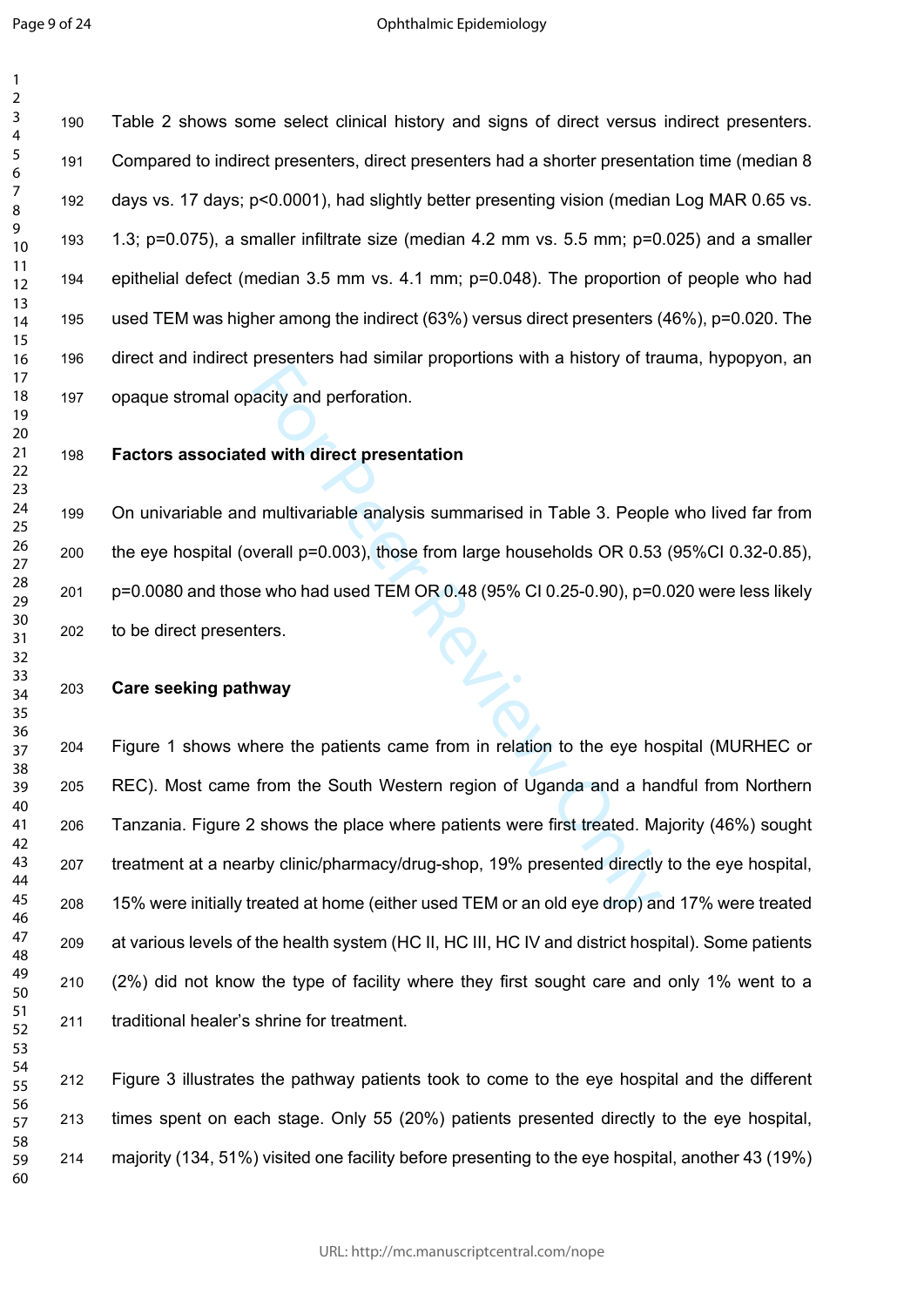Table 2 shows some select clinical history and signs of direct versus indirect presenters. Compared to indirect presenters, direct presenters had a shorter presentation time (median 8 days vs. 17 days; p<0.0001), had slightly better presenting vision (median Log MAR 0.65 vs. 1.3; p=0.075), a smaller infiltrate size (median 4.2 mm vs. 5.5 mm; p=0.025) and a smaller epithelial defect (median 3.5 mm vs. 4.1 mm; p=0.048). The proportion of people who had used TEM was higher among the indirect (63%) versus direct presenters (46%), p=0.020. The direct and indirect presenters had similar proportions with a history of trauma, hypopyon, an opaque stromal opacity and perforation.

**Factors associated with direct presentation**

On univariable and multivariable analysis summarised in Table 3. People who lived far from the eye hospital (overall p=0.003), those from large households OR 0.53 (95%CI 0.32-0.85), p=0.0080 and those who had used TEM OR 0.48 (95% CI 0.25-0.90), p=0.020 were less likely to be direct presenters.

**Care seeking pathway**

Figure 1 shows where the patients came from in relation to the eye hospital (MURHEC or REC). Most came from the South Western region of Uganda and a handful from Northern Tanzania. Figure 2 shows the place where patients were first treated. Majority (46%) sought treatment at a nearby clinic/pharmacy/drug-shop, 19% presented directly to the eye hospital, 15% were initially treated at home (either used TEM or an old eye drop) and 17% were treated at various levels of the health system (HC II, HC III, HC IV and district hospital). Some patients (2%) did not know the type of facility where they first sought care and only 1% went to a traditional healer's shrine for treatment.

Figure 3 illustrates the pathway patients took to come to the eye hospital and the different times spent on each stage. Only 55 (20%) patients presented directly to the eye hospital, majority (134, 51%) visited one facility before presenting to the eye hospital, another 43 (19%)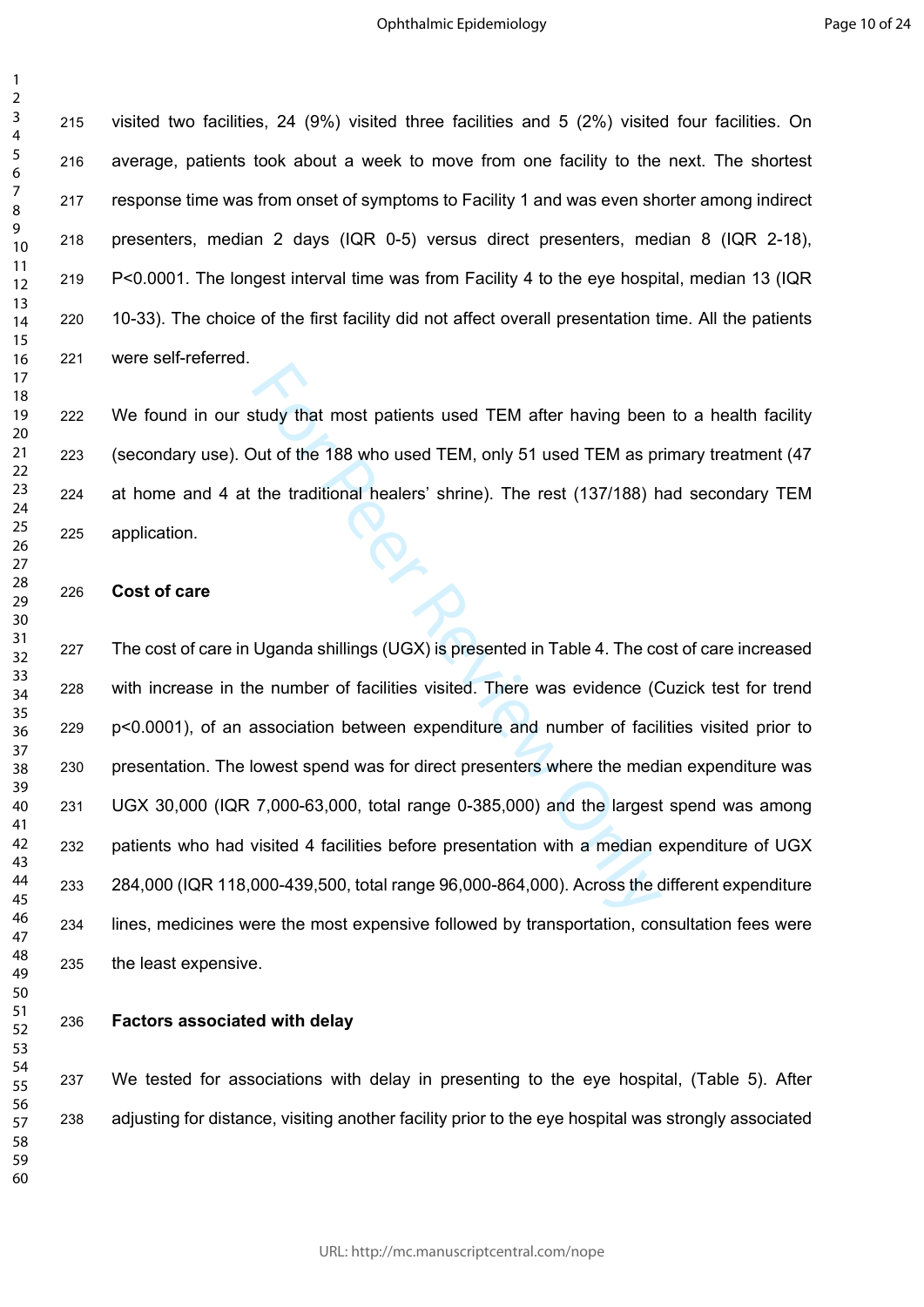visited two facilities, 24 (9%) visited three facilities and 5 (2%) visited four facilities. On average, patients took about a week to move from one facility to the next. The shortest response time was from onset of symptoms to Facility 1 and was even shorter among indirect presenters, median 2 days (IQR 0-5) versus direct presenters, median 8 (IQR 2-18), P<0.0001. The longest interval time was from Facility 4 to the eye hospital, median 13 (IQR 10-33). The choice of the first facility did not affect overall presentation time. All the patients were self-referred.

We found in our study that most patients used TEM after having been to a health facility (secondary use). Out of the 188 who used TEM, only 51 used TEM as primary treatment (47 at home and 4 at the traditional healers' shrine). The rest (137/188) had secondary TEM application.

### Cost of care

The cost of care in Uganda shillings (UGX) is presented in Table 4. The cost of care increased with increase in the number of facilities visited. There was evidence (Cuzick test for trend p<0.0001), of an association between expenditure and number of facilities visited prior to presentation. The lowest spend was for direct presenters where the median expenditure was UGX 30,000 (IQR 7,000-63,000, total range 0-385,000) and the largest spend was among patients who had visited 4 facilities before presentation with a median expenditure of UGX 284,000 (IQR 118,000-439,500, total range 96,000-864,000). Across the different expenditure lines, medicines were the most expensive followed by transportation, consultation fees were the least expensive.

### Factors associated with delay

We tested for associations with delay in presenting to the eye hospital, (Table 5). After adjusting for distance, visiting another facility prior to the eye hospital was strongly associated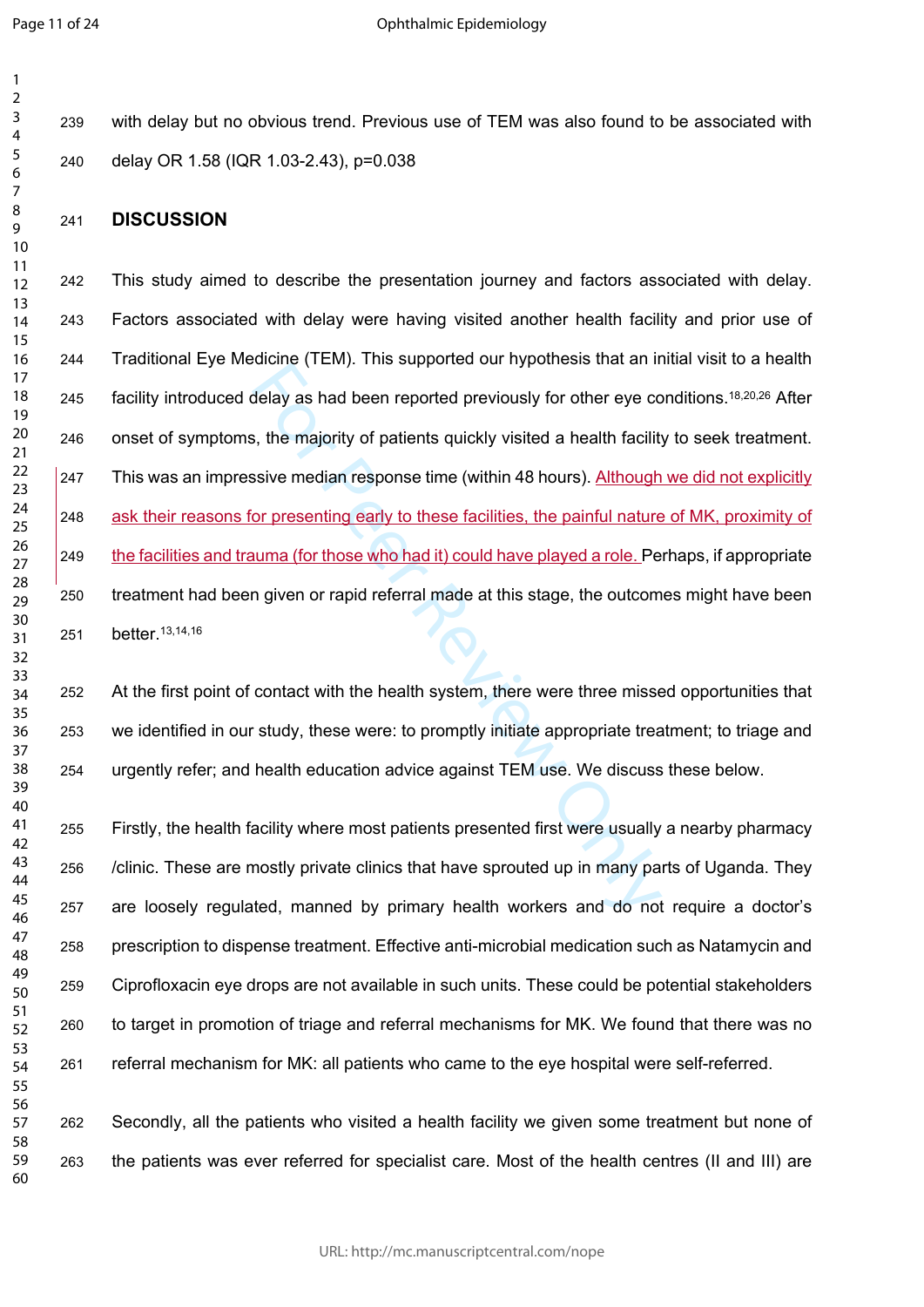with delay but no obvious trend. Previous use of TEM was also found to be associated with delay OR 1.58 (IQR 1.03-2.43), p=0.038

## DISCUSSION

This study aimed to describe the presentation journey and factors associated with delay. Factors associated with delay were having visited another health facility and prior use of Traditional Eye Medicine (TEM). This supported our hypothesis that an initial visit to a health facility introduced delay as had been reported previously for other eye conditions.[18,20,26] After onset of symptoms, the majority of patients quickly visited a health facility to seek treatment. This was an impressive median response time (within 48 hours). Although we did not explicitly ask their reasons for presenting early to these facilities, the painful nature of MK, proximity of the facilities and trauma (for those who had it) could have played a role. Perhaps, if appropriate treatment had been given or rapid referral made at this stage, the outcomes might have been better.[13,14,16]

At the first point of contact with the health system, there were three missed opportunities that we identified in our study, these were: to promptly initiate appropriate treatment; to triage and urgently refer; and health education advice against TEM use. We discuss these below.

Firstly, the health facility where most patients presented first were usually a nearby pharmacy /clinic. These are mostly private clinics that have sprouted up in many parts of Uganda. They are loosely regulated, manned by primary health workers and do not require a doctor's prescription to dispense treatment. Effective anti-microbial medication such as Natamycin and Ciprofloxacin eye drops are not available in such units. These could be potential stakeholders to target in promotion of triage and referral mechanisms for MK. We found that there was no referral mechanism for MK: all patients who came to the eye hospital were self-referred.

Secondly, all the patients who visited a health facility we given some treatment but none of the patients was ever referred for specialist care. Most of the health centres (II and III) are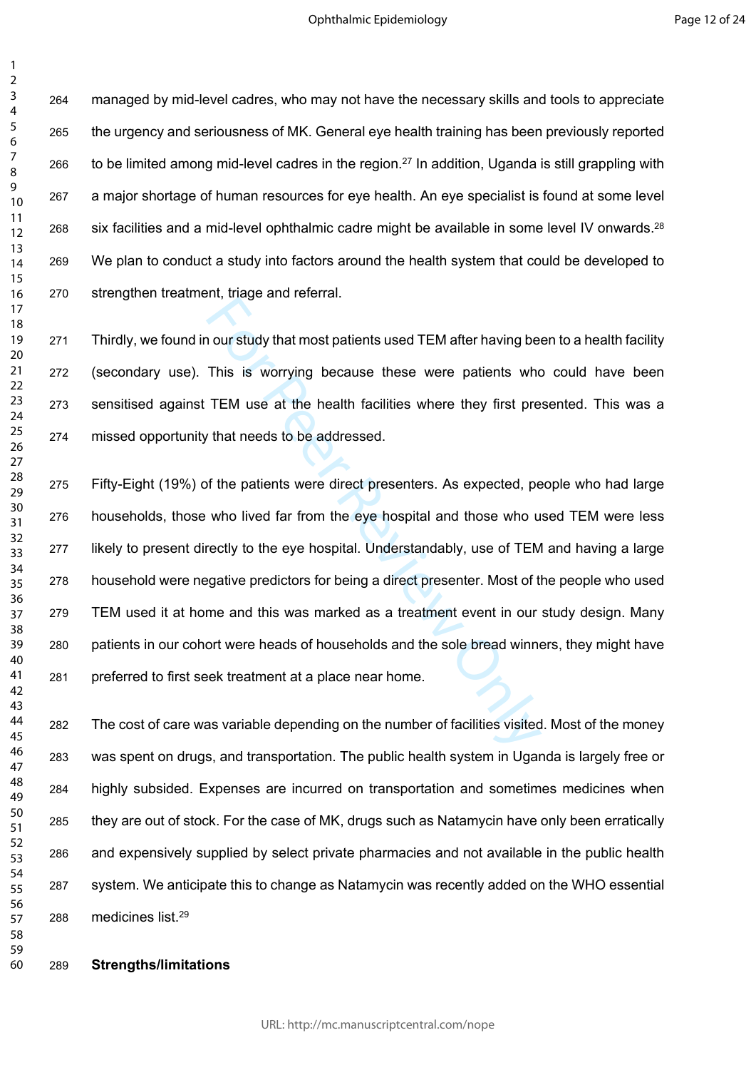managed by mid-level cadres, who may not have the necessary skills and tools to appreciate the urgency and seriousness of MK. General eye health training has been previously reported to be limited among mid-level cadres in the region.[27] In addition, Uganda is still grappling with a major shortage of human resources for eye health. An eye specialist is found at some level six facilities and a mid-level ophthalmic cadre might be available in some level IV onwards.[28] We plan to conduct a study into factors around the health system that could be developed to strengthen treatment, triage and referral.

Thirdly, we found in our study that most patients used TEM after having been to a health facility (secondary use). This is worrying because these were patients who could have been sensitised against TEM use at the health facilities where they first presented. This was a missed opportunity that needs to be addressed.

Fifty-Eight (19%) of the patients were direct presenters. As expected, people who had large households, those who lived far from the eye hospital and those who used TEM were less likely to present directly to the eye hospital. Understandably, use of TEM and having a large household were negative predictors for being a direct presenter. Most of the people who used TEM used it at home and this was marked as a treatment event in our study design. Many patients in our cohort were heads of households and the sole bread winners, they might have preferred to first seek treatment at a place near home.

The cost of care was variable depending on the number of facilities visited. Most of the money was spent on drugs, and transportation. The public health system in Uganda is largely free or highly subsided. Expenses are incurred on transportation and sometimes medicines when they are out of stock. For the case of MK, drugs such as Natamycin have only been erratically and expensively supplied by select private pharmacies and not available in the public health system. We anticipate this to change as Natamycin was recently added on the WHO essential medicines list.[29]

**Strengths/limitations**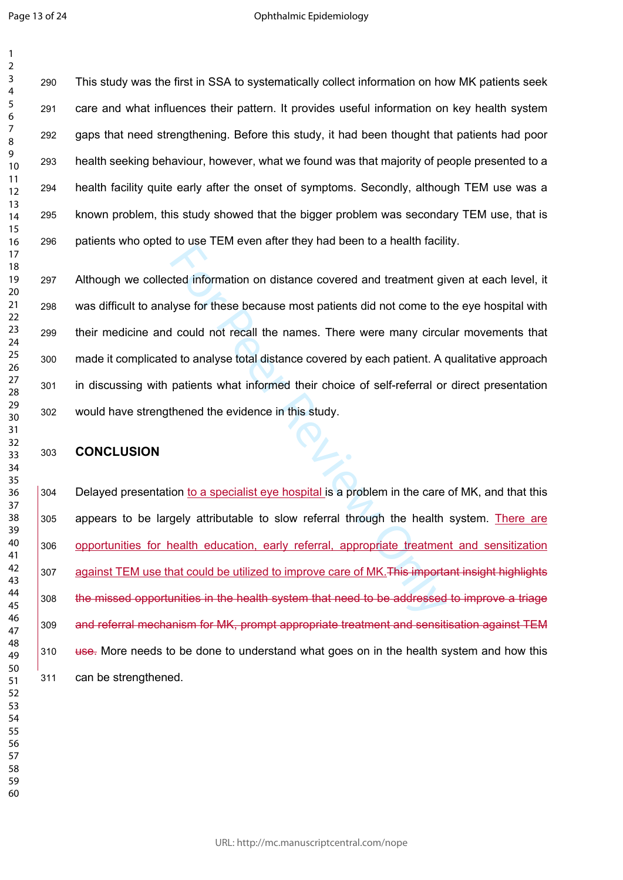This study was the first in SSA to systematically collect information on how MK patients seek care and what influences their pattern. It provides useful information on key health system gaps that need strengthening. Before this study, it had been thought that patients had poor health seeking behaviour, however, what we found was that majority of people presented to a health facility quite early after the onset of symptoms. Secondly, although TEM use was a known problem, this study showed that the bigger problem was secondary TEM use, that is patients who opted to use TEM even after they had been to a health facility.

Although we collected information on distance covered and treatment given at each level, it was difficult to analyse for these because most patients did not come to the eye hospital with their medicine and could not recall the names. There were many circular movements that made it complicated to analyse total distance covered by each patient. A qualitative approach in discussing with patients what informed their choice of self-referral or direct presentation would have strengthened the evidence in this study.

## CONCLUSION

Delayed presentation to a specialist eye hospital is a problem in the care of MK, and that this appears to be largely attributable to slow referral through the health system. There are opportunities for health education, early referral, appropriate treatment and sensitization against TEM use that could be utilized to improve care of MK.~~This important insight highlights the missed opportunities in the health system that need to be addressed to improve a triage and referral mechanism for MK, prompt appropriate treatment and sensitisation against TEM use.~~ More needs to be done to understand what goes on in the health system and how this can be strengthened.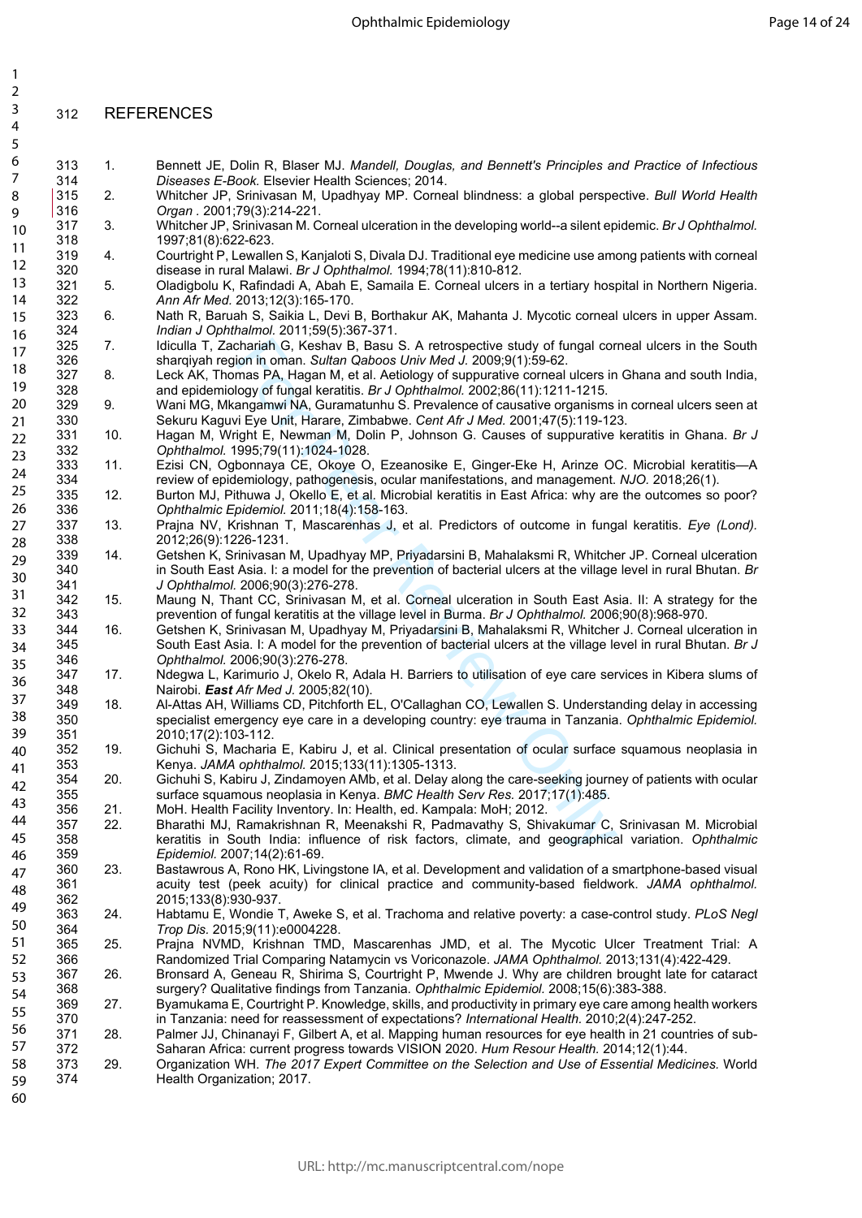# REFERENCES

1. Bennett JE, Dolin R, Blaser MJ. *Mandell, Douglas, and Bennett's Principles and Practice of Infectious Diseases E-Book.* Elsevier Health Sciences; 2014.
2. Whitcher JP, Srinivasan M, Upadhyay MP. Corneal blindness: a global perspective. *Bull World Health Organ .* 2001;79(3):214-221.
3. Whitcher JP, Srinivasan M. Corneal ulceration in the developing world--a silent epidemic. *Br J Ophthalmol.* 1997;81(8):622-623.
4. Courtright P, Lewallen S, Kanjaloti S, Divala DJ. Traditional eye medicine use among patients with corneal disease in rural Malawi. *Br J Ophthalmol.* 1994;78(11):810-812.
5. Oladigbolu K, Rafindadi A, Abah E, Samaila E. Corneal ulcers in a tertiary hospital in Northern Nigeria. *Ann Afr Med.* 2013;12(3):165-170.
6. Nath R, Baruah S, Saikia L, Devi B, Borthakur AK, Mahanta J. Mycotic corneal ulcers in upper Assam. *Indian J Ophthalmol.* 2011;59(5):367-371.
7. Idiculla T, Zachariah G, Keshav B, Basu S. A retrospective study of fungal corneal ulcers in the South sharqiyah region in oman. *Sultan Qaboos Univ Med J.* 2009;9(1):59-62.
8. Leck AK, Thomas PA, Hagan M, et al. Aetiology of suppurative corneal ulcers in Ghana and south India, and epidemiology of fungal keratitis. *Br J Ophthalmol.* 2002;86(11):1211-1215.
9. Wani MG, Mkangamwi NA, Guramatunhu S. Prevalence of causative organisms in corneal ulcers seen at Sekuru Kaguvi Eye Unit, Harare, Zimbabwe. *Cent Afr J Med.* 2001;47(5):119-123.
10. Hagan M, Wright E, Newman M, Dolin P, Johnson G. Causes of suppurative keratitis in Ghana. *Br J Ophthalmol.* 1995;79(11):1024-1028.
11. Ezisi CN, Ogbonnaya CE, Okoye O, Ezeanosike E, Ginger-Eke H, Arinze OC. Microbial keratitis—A review of epidemiology, pathogenesis, ocular manifestations, and management. *NJO.* 2018;26(1).
12. Burton MJ, Pithuwa J, Okello E, et al. Microbial keratitis in East Africa: why are the outcomes so poor? *Ophthalmic Epidemiol.* 2011;18(4):158-163.
13. Prajna NV, Krishnan T, Mascarenhas J, et al. Predictors of outcome in fungal keratitis. *Eye (Lond).* 2012;26(9):1226-1231.
14. Getshen K, Srinivasan M, Upadhyay MP, Priyadarsini B, Mahalaksmi R, Whitcher JP. Corneal ulceration in South East Asia. I: a model for the prevention of bacterial ulcers at the village level in rural Bhutan. *Br J Ophthalmol.* 2006;90(3):276-278.
15. Maung N, Thant CC, Srinivasan M, et al. Corneal ulceration in South East Asia. II: A strategy for the prevention of fungal keratitis at the village level in Burma. *Br J Ophthalmol.* 2006;90(8):968-970.
16. Getshen K, Srinivasan M, Upadhyay M, Priyadarsini B, Mahalaksmi R, Whitcher J. Corneal ulceration in South East Asia. I: A model for the prevention of bacterial ulcers at the village level in rural Bhutan. *Br J Ophthalmol.* 2006;90(3):276-278.
17. Ndegwa L, Karimurio J, Okelo R, Adala H. Barriers to utilisation of eye care services in Kibera slums of Nairobi. ***East** Afr Med J.* 2005;82(10).
18. Al-Attas AH, Williams CD, Pitchforth EL, O'Callaghan CO, Lewallen S. Understanding delay in accessing specialist emergency eye care in a developing country: eye trauma in Tanzania. *Ophthalmic Epidemiol.* 2010;17(2):103-112.
19. Gichuhi S, Macharia E, Kabiru J, et al. Clinical presentation of ocular surface squamous neoplasia in Kenya. *JAMA ophthalmol.* 2015;133(11):1305-1313.
20. Gichuhi S, Kabiru J, Zindamoyen AMb, et al. Delay along the care-seeking journey of patients with ocular surface squamous neoplasia in Kenya. *BMC Health Serv Res.* 2017;17(1):485.
21. MoH. Health Facility Inventory. In: Health, ed. Kampala: MoH; 2012.
22. Bharathi MJ, Ramakrishnan R, Meenakshi R, Padmavathy S, Shivakumar C, Srinivasan M. Microbial keratitis in South India: influence of risk factors, climate, and geographical variation. *Ophthalmic Epidemiol.* 2007;14(2):61-69.
23. Bastawrous A, Rono HK, Livingstone IA, et al. Development and validation of a smartphone-based visual acuity test (peek acuity) for clinical practice and community-based fieldwork. *JAMA ophthalmol.* 2015;133(8):930-937.
24. Habtamu E, Wondie T, Aweke S, et al. Trachoma and relative poverty: a case-control study. *PLoS Negl Trop Dis.* 2015;9(11):e0004228.
25. Prajna NVMD, Krishnan TMD, Mascarenhas JMD, et al. The Mycotic Ulcer Treatment Trial: A Randomized Trial Comparing Natamycin vs Voriconazole. *JAMA Ophthalmol.* 2013;131(4):422-429.
26. Bronsard A, Geneau R, Shirima S, Courtright P, Mwende J. Why are children brought late for cataract surgery? Qualitative findings from Tanzania. *Ophthalmic Epidemiol.* 2008;15(6):383-388.
27. Byamukama E, Courtright P. Knowledge, skills, and productivity in primary eye care among health workers in Tanzania: need for reassessment of expectations? *International Health.* 2010;2(4):247-252.
28. Palmer JJ, Chinanayi F, Gilbert A, et al. Mapping human resources for eye health in 21 countries of sub-Saharan Africa: current progress towards VISION 2020. *Hum Resour Health.* 2014;12(1):44.
29. Organization WH. *The 2017 Expert Committee on the Selection and Use of Essential Medicines.* World Health Organization; 2017.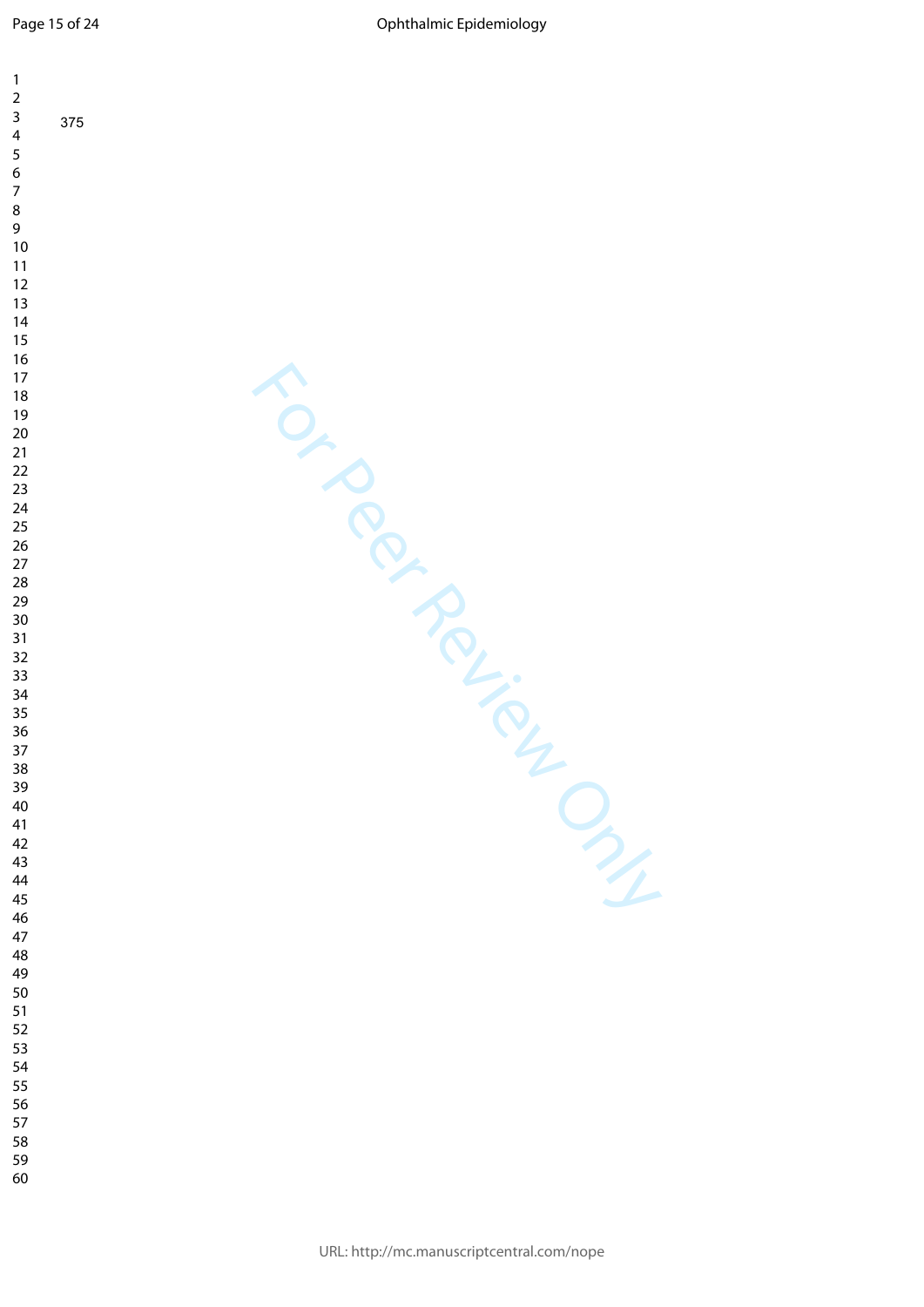375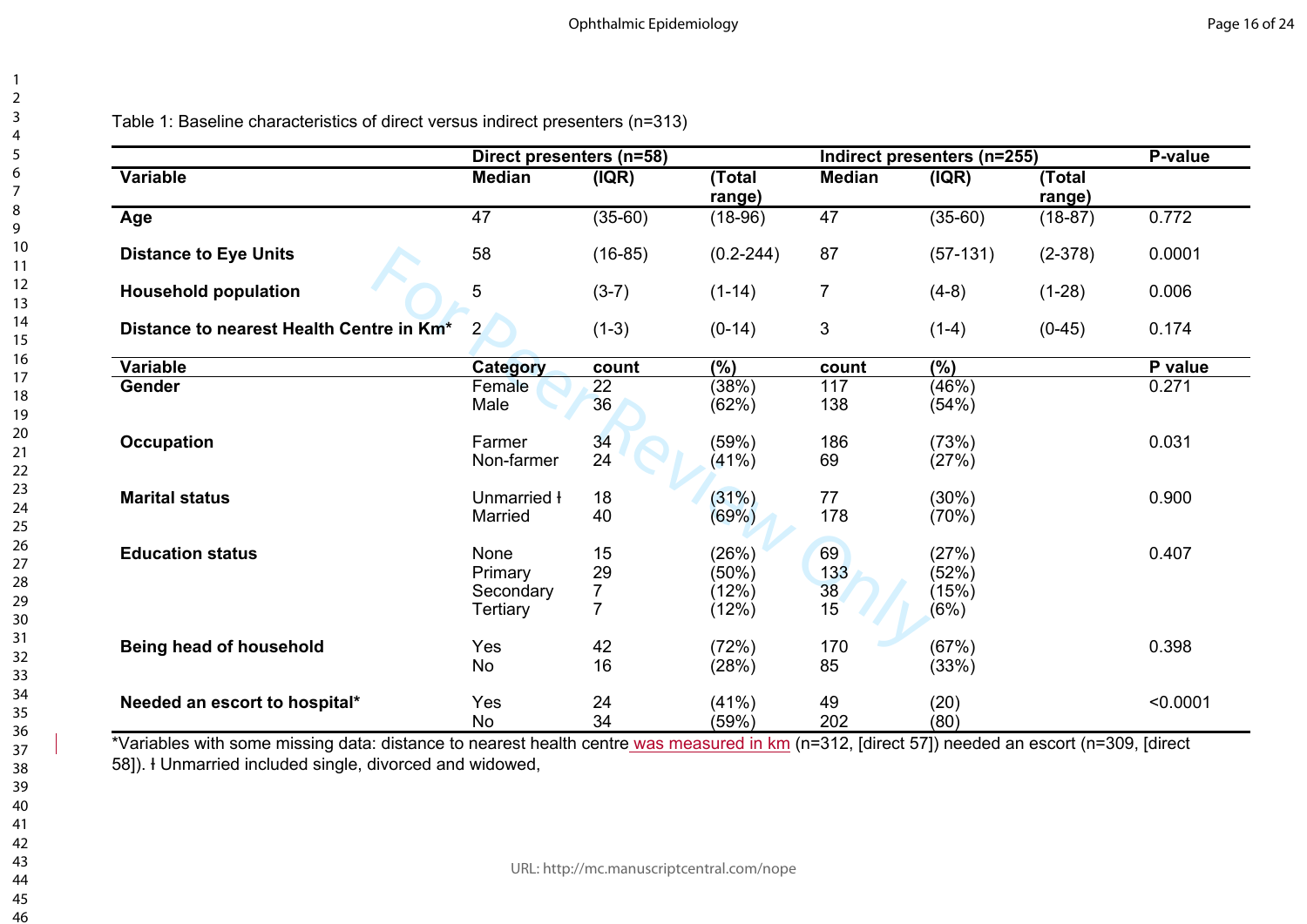Table 1: Baseline characteristics of direct versus indirect presenters (n=313)

| | Direct presenters (n=58) | | | Indirect presenters (n=255) | | | P-value |
|---|---|---|---|---|---|---|---|
| **Variable** | **Median** | **(IQR)** | **(Total range)** | **Median** | **(IQR)** | **(Total range)** | |
| **Age** | 47 | (35-60) | (18-96) | 47 | (35-60) | (18-87) | 0.772 |
| **Distance to Eye Units** | 58 | (16-85) | (0.2-244) | 87 | (57-131) | (2-378) | 0.0001 |
| **Household population** | 5 | (3-7) | (1-14) | 7 | (4-8) | (1-28) | 0.006 |
| **Distance to nearest Health Centre in Km*** | 2 | (1-3) | (0-14) | 3 | (1-4) | (0-45) | 0.174 |
| **Variable** | **Category** | **count** | **(%)** | **count** | **(%)** | | **P value** |
| **Gender** | Female | 22 | (38%) | 117 | (46%) | | 0.271 |
| | Male | 36 | (62%) | 138 | (54%) | | |
| **Occupation** | Farmer | 34 | (59%) | 186 | (73%) | | 0.031 |
| | Non-farmer | 24 | (41%) | 69 | (27%) | | |
| **Marital status** | Unmarried ł | 18 | (31%) | 77 | (30%) | | 0.900 |
| | Married | 40 | (69%) | 178 | (70%) | | |
| **Education status** | None | 15 | (26%) | 69 | (27%) | | 0.407 |
| | Primary | 29 | (50%) | 133 | (52%) | | |
| | Secondary | 7 | (12%) | 38 | (15%) | | |
| | Tertiary | 7 | (12%) | 15 | (6%) | | |
| **Being head of household** | Yes | 42 | (72%) | 170 | (67%) | | 0.398 |
| | No | 16 | (28%) | 85 | (33%) | | |
| **Needed an escort to hospital*** | Yes | 24 | (41%) | 49 | (20) | | <0.0001 |
| | No | 34 | (59%) | 202 | (80) | | |

*Variables with some missing data: distance to nearest health centre was measured in km (n=312, [direct 57]) needed an escort (n=309, [direct 58]). ł Unmarried included single, divorced and widowed,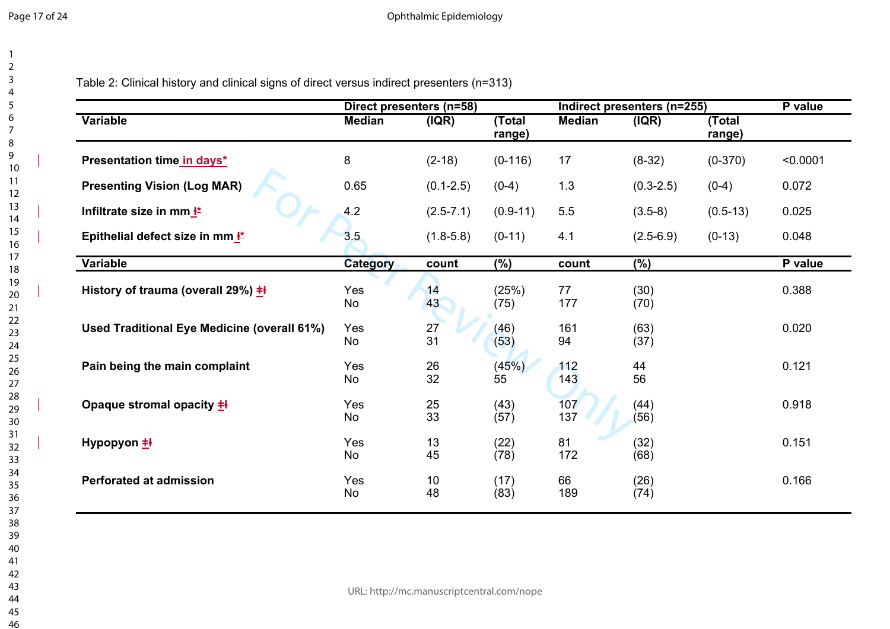Table 2: Clinical history and clinical signs of direct versus indirect presenters (n=313)

| Variable | Direct presenters (n=58) Median | (IQR) | (Total range) | Indirect presenters (n=255) Median | (IQR) | (Total range) | P value |
|---|---|---|---|---|---|---|---|
| **Presentation time in days*** | 8 | (2-18) | (0-116) | 17 | (8-32) | (0-370) | <0.0001 |
| **Presenting Vision (Log MAR)** | 0.65 | (0.1-2.5) | (0-4) | 1.3 | (0.3-2.5) | (0-4) | 0.072 |
| **Infiltrate size in mm ‡*** | 4.2 | (2.5-7.1) | (0.9-11) | 5.5 | (3.5-8) | (0.5-13) | 0.025 |
| **Epithelial defect size in mm ‡*** | 3.5 | (1.8-5.8) | (0-11) | 4.1 | (2.5-6.9) | (0-13) | 0.048 |

| Variable | Category | Direct count | (%) | Indirect count | (%) | P value |
|---|---|---|---|---|---|---|
| **History of trauma (overall 29%) ‡‡** | Yes | 14 | (25%) | 77 | (30) | 0.388 |
| | No | 43 | (75) | 177 | (70) | |
| **Used Traditional Eye Medicine (overall 61%)** | Yes | 27 | (46) | 161 | (63) | 0.020 |
| | No | 31 | (53) | 94 | (37) | |
| **Pain being the main complaint** | Yes | 26 | (45%) | 112 | 44 | 0.121 |
| | No | 32 | 55 | 143 | 56 | |
| **Opaque stromal opacity ‡‡** | Yes | 25 | (43) | 107 | (44) | 0.918 |
| | No | 33 | (57) | 137 | (56) | |
| **Hypopyon ‡‡** | Yes | 13 | (22) | 81 | (32) | 0.151 |
| | No | 45 | (78) | 172 | (68) | |
| **Perforated at admission** | Yes | 10 | (17) | 66 | (26) | 0.166 |
| | No | 48 | (83) | 189 | (74) | |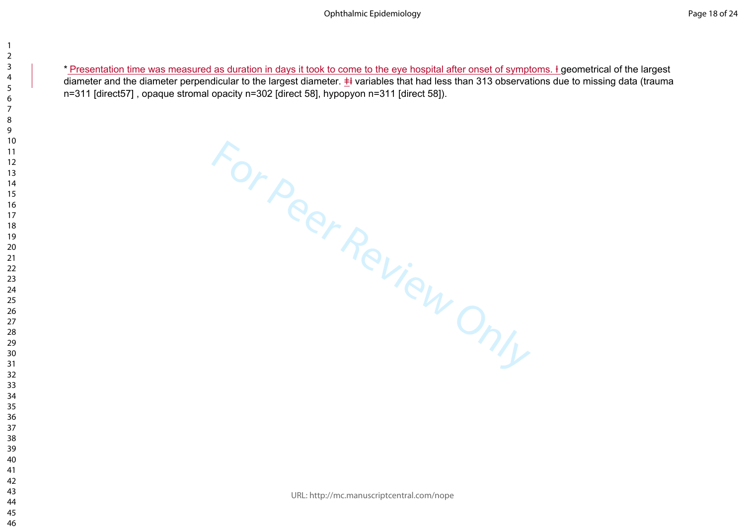* Presentation time was measured as duration in days it took to come to the eye hospital after onset of symptoms. ł geometrical of the largest diameter and the diameter perpendicular to the largest diameter. ‡ł variables that had less than 313 observations due to missing data (trauma n=311 [direct57] , opaque stromal opacity n=302 [direct 58], hypopyon n=311 [direct 58]).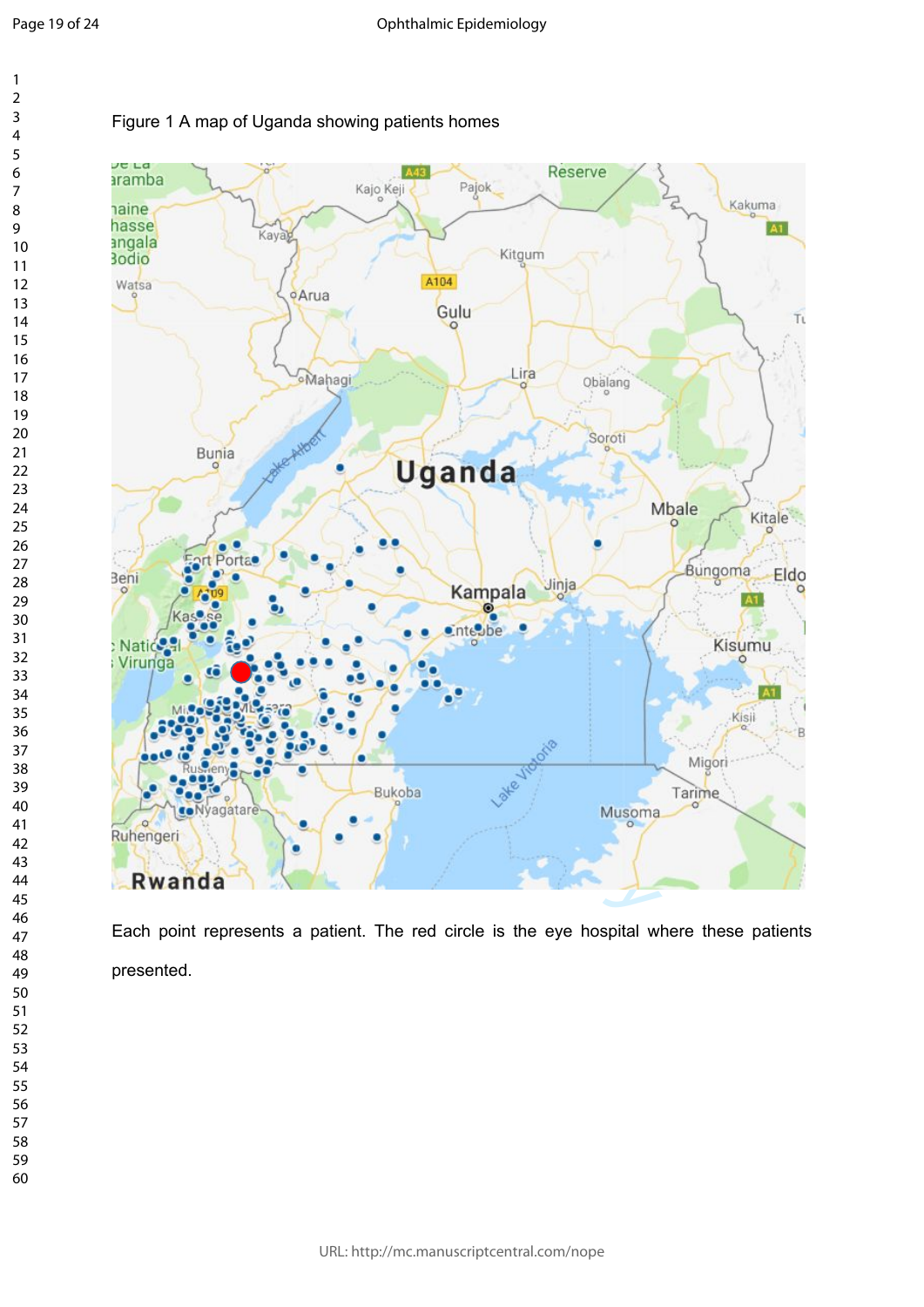Figure 1 A map of Uganda showing patients homes

Each point represents a patient. The red circle is the eye hospital where these patients presented.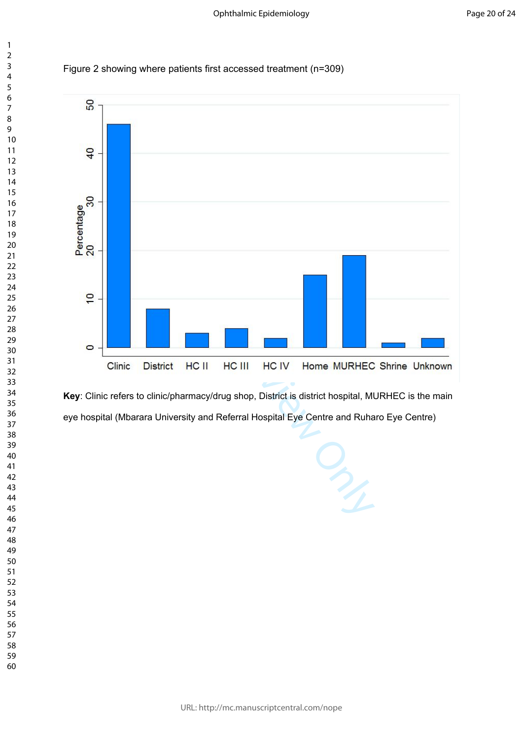Figure 2 showing where patients first accessed treatment (n=309)

**Key**: Clinic refers to clinic/pharmacy/drug shop, District is district hospital, MURHEC is the main eye hospital (Mbarara University and Referral Hospital Eye Centre and Ruharo Eye Centre)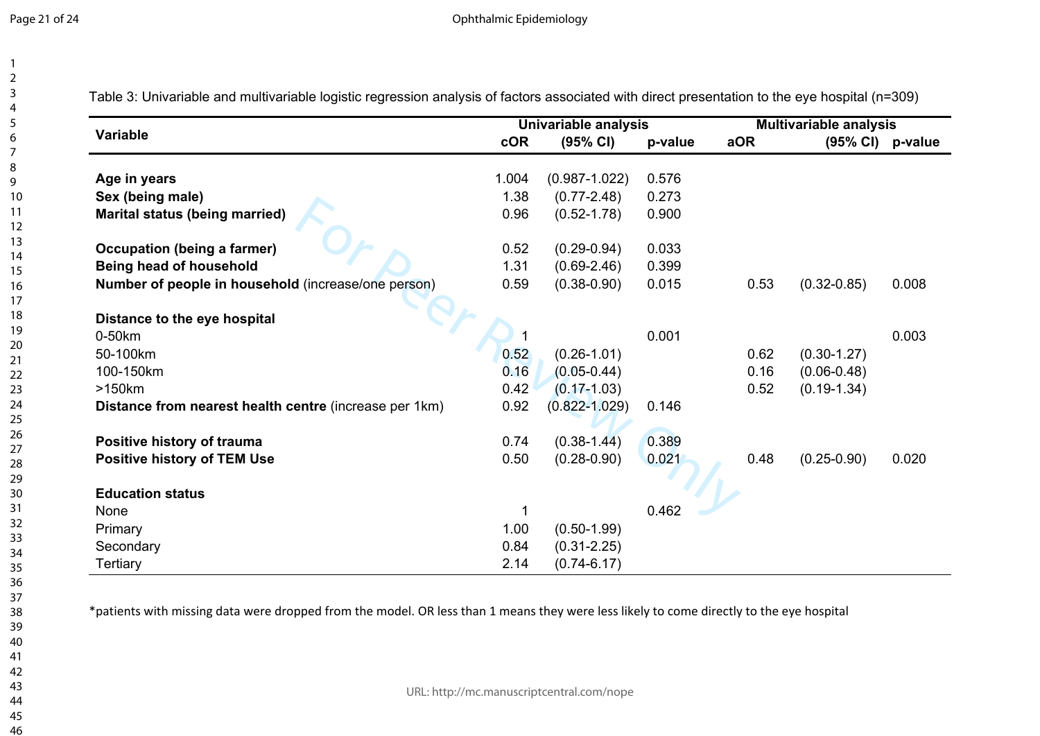Table 3: Univariable and multivariable logistic regression analysis of factors associated with direct presentation to the eye hospital (n=309)

| Variable | Univariable analysis | | | Multivariable analysis | | |
|---|---|---|---|---|---|---|
| | cOR | (95% CI) | p-value | aOR | (95% CI) | p-value |
| **Age in years** | 1.004 | (0.987-1.022) | 0.576 | | | |
| **Sex (being male)** | 1.38 | (0.77-2.48) | 0.273 | | | |
| **Marital status (being married)** | 0.96 | (0.52-1.78) | 0.900 | | | |
| **Occupation (being a farmer)** | 0.52 | (0.29-0.94) | 0.033 | | | |
| **Being head of household** | 1.31 | (0.69-2.46) | 0.399 | | | |
| **Number of people in household** (increase/one person) | 0.59 | (0.38-0.90) | 0.015 | 0.53 | (0.32-0.85) | 0.008 |
| **Distance to the eye hospital** | | | | | | |
| 0-50km | 1 | | 0.001 | | | 0.003 |
| 50-100km | 0.52 | (0.26-1.01) | | 0.62 | (0.30-1.27) | |
| 100-150km | 0.16 | (0.05-0.44) | | 0.16 | (0.06-0.48) | |
| >150km | 0.42 | (0.17-1.03) | | 0.52 | (0.19-1.34) | |
| **Distance from nearest health centre** (increase per 1km) | 0.92 | (0.822-1.029) | 0.146 | | | |
| **Positive history of trauma** | 0.74 | (0.38-1.44) | 0.389 | | | |
| **Positive history of TEM Use** | 0.50 | (0.28-0.90) | 0.021 | 0.48 | (0.25-0.90) | 0.020 |
| **Education status** | | | | | | |
| None | 1 | | 0.462 | | | |
| Primary | 1.00 | (0.50-1.99) | | | | |
| Secondary | 0.84 | (0.31-2.25) | | | | |
| Tertiary | 2.14 | (0.74-6.17) | | | | |

*patients with missing data were dropped from the model. OR less than 1 means they were less likely to come directly to the eye hospital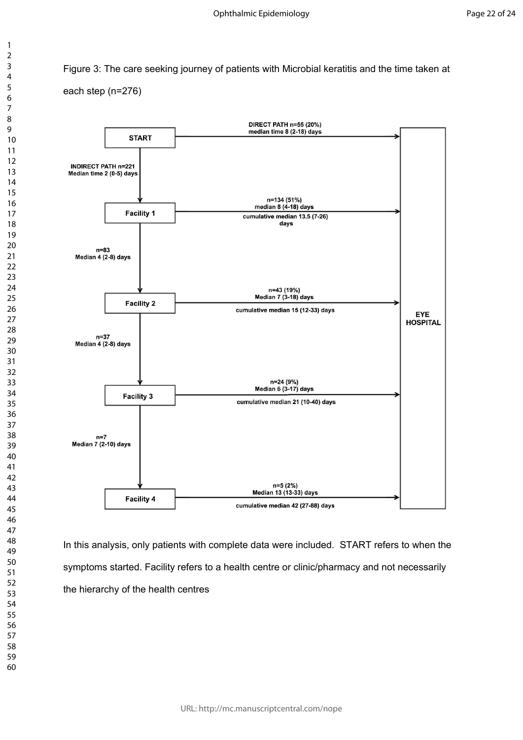Figure 3: The care seeking journey of patients with Microbial keratitis and the time taken at each step (n=276)

START → EYE HOSPITAL: DIRECT PATH n=55 (20%), median time 8 (2-18) days

START → Facility 1: INDIRECT PATH n=221, Median time 2 (0-5) days

Facility 1 → EYE HOSPITAL: n=134 (51%), median 8 (4-18) days, cumulative median 13.5 (7-26) days

Facility 1 → Facility 2: n=83, Median 4 (2-8) days

Facility 2 → EYE HOSPITAL: n=43 (19%), Median 7 (3-18) days, cumulative median 15 (12-33) days

Facility 2 → Facility 3: n=37, Median 4 (2-8) days

Facility 3 → EYE HOSPITAL: n=24 (9%), Median 6 (3-17) days, cumulative median 21 (10-40) days

Facility 3 → Facility 4: n=7, Median 7 (2-10) days

Facility 4 → EYE HOSPITAL: n=5 (2%), Median 13 (13-33) days, cumulative median 42 (27-88) days

In this analysis, only patients with complete data were included. START refers to when the symptoms started. Facility refers to a health centre or clinic/pharmacy and not necessarily the hierarchy of the health centres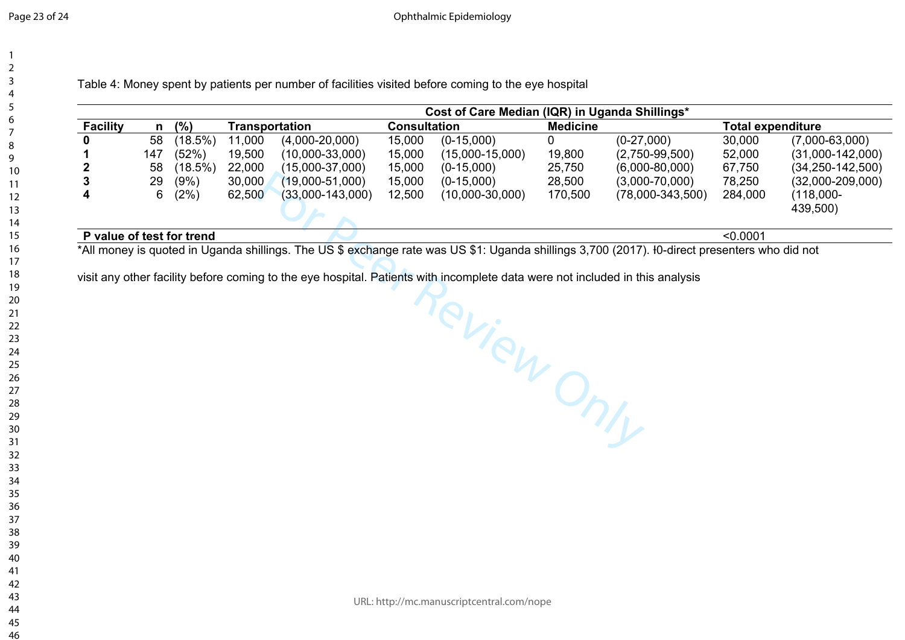Table 4: Money spent by patients per number of facilities visited before coming to the eye hospital

| | | | Cost of Care Median (IQR) in Uganda Shillings* | | | | | | | |
|---|---|---|---|---|---|---|---|---|---|---|
| **Facility** | **n** | **(%)** | **Transportation** | | **Consultation** | | **Medicine** | | **Total expenditure** | |
| **0** | 58 | (18.5%) | 11,000 | (4,000-20,000) | 15,000 | (0-15,000) | 0 | (0-27,000) | 30,000 | (7,000-63,000) |
| **1** | 147 | (52%) | 19,500 | (10,000-33,000) | 15,000 | (15,000-15,000) | 19,800 | (2,750-99,500) | 52,000 | (31,000-142,000) |
| **2** | 58 | (18.5%) | 22,000 | (15,000-37,000) | 15,000 | (0-15,000) | 25,750 | (6,000-80,000) | 67,750 | (34,250-142,500) |
| **3** | 29 | (9%) | 30,000 | (19,000-51,000) | 15,000 | (0-15,000) | 28,500 | (3,000-70,000) | 78,250 | (32,000-209,000) |
| **4** | 6 | (2%) | 62,500 | (33,000-143,000) | 12,500 | (10,000-30,000) | 170,500 | (78,000-343,500) | 284,000 | (118,000-439,500) |
| **P value of test for trend** | | | | | | | | | <0.0001 | |

*All money is quoted in Uganda shillings. The US $ exchange rate was US $1: Uganda shillings 3,700 (2017). ł0-direct presenters who did not visit any other facility before coming to the eye hospital. Patients with incomplete data were not included in this analysis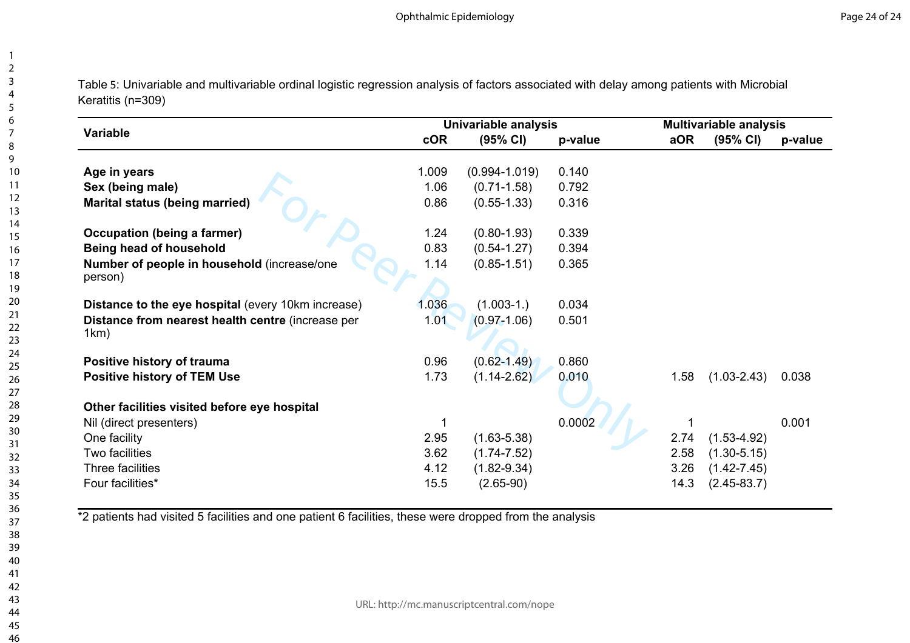Table 5: Univariable and multivariable ordinal logistic regression analysis of factors associated with delay among patients with Microbial Keratitis (n=309)

| Variable | Univariable analysis | | | Multivariable analysis | | |
|---|---|---|---|---|---|---|
| | cOR | (95% CI) | p-value | aOR | (95% CI) | p-value |
| **Age in years** | 1.009 | (0.994-1.019) | 0.140 | | | |
| **Sex (being male)** | 1.06 | (0.71-1.58) | 0.792 | | | |
| **Marital status (being married)** | 0.86 | (0.55-1.33) | 0.316 | | | |
| **Occupation (being a farmer)** | 1.24 | (0.80-1.93) | 0.339 | | | |
| **Being head of household** | 0.83 | (0.54-1.27) | 0.394 | | | |
| **Number of people in household** (increase/one person) | 1.14 | (0.85-1.51) | 0.365 | | | |
| **Distance to the eye hospital** (every 10km increase) | 1.036 | (1.003-1.) | 0.034 | | | |
| **Distance from nearest health centre** (increase per 1km) | 1.01 | (0.97-1.06) | 0.501 | | | |
| **Positive history of trauma** | 0.96 | (0.62-1.49) | 0.860 | | | |
| **Positive history of TEM Use** | 1.73 | (1.14-2.62) | 0.010 | 1.58 | (1.03-2.43) | 0.038 |
| **Other facilities visited before eye hospital** | | | | | | |
| Nil (direct presenters) | 1 | | 0.0002 | 1 | | 0.001 |
| One facility | 2.95 | (1.63-5.38) | | 2.74 | (1.53-4.92) | |
| Two facilities | 3.62 | (1.74-7.52) | | 2.58 | (1.30-5.15) | |
| Three facilities | 4.12 | (1.82-9.34) | | 3.26 | (1.42-7.45) | |
| Four facilities* | 15.5 | (2.65-90) | | 14.3 | (2.45-83.7) | |

*2 patients had visited 5 facilities and one patient 6 facilities, these were dropped from the analysis